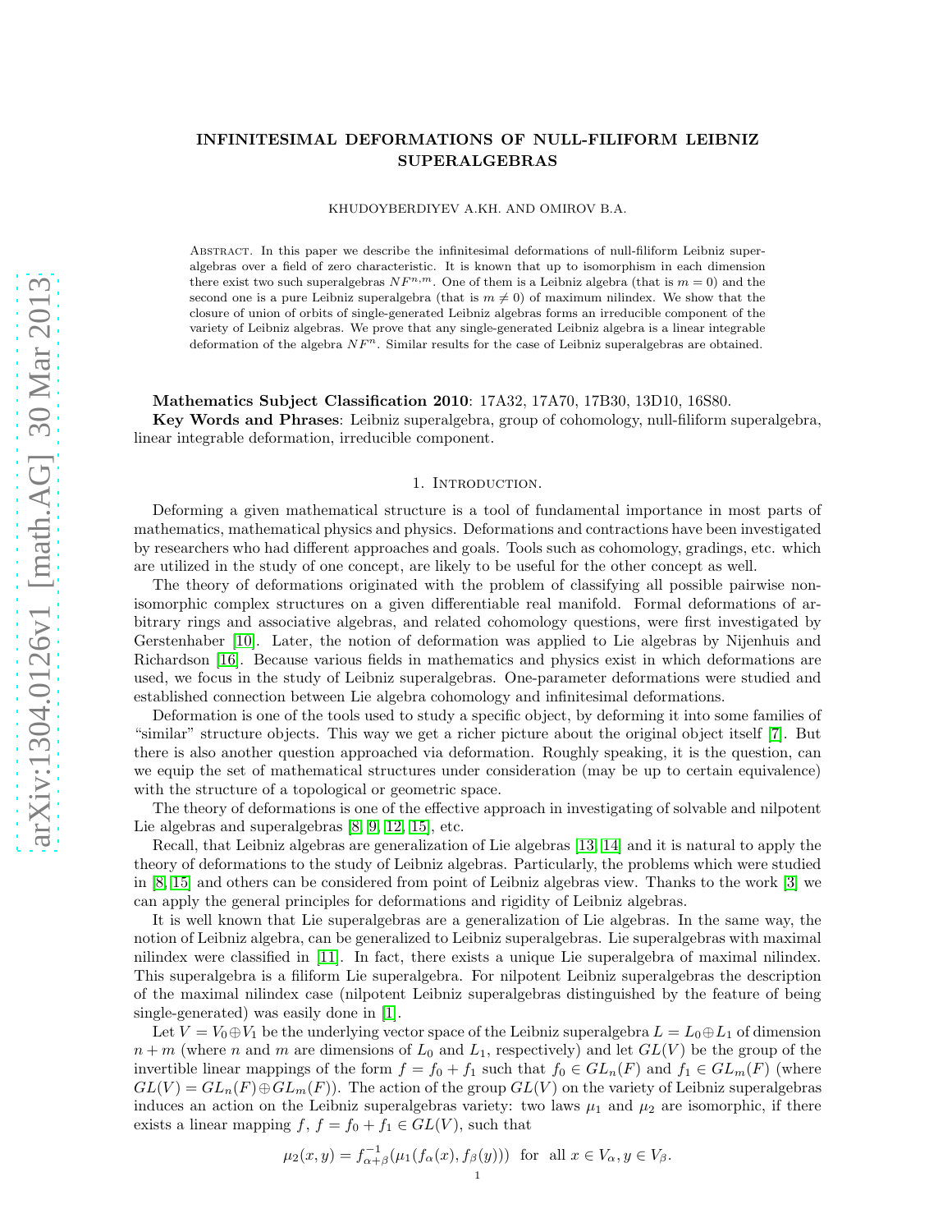# INFINITESIMAL DEFORMATIONS OF NULL-FILIFORM LEIBNIZ SUPERALGEBRAS

KHUDOYBERDIYEV A.KH. AND OMIROV B.A.

Abstract. In this paper we describe the infinitesimal deformations of null-filiform Leibniz superalgebras over a field of zero characteristic. It is known that up to isomorphism in each dimension there exist two such superalgebras $NF^{n,m}$. One of them is a Leibniz algebra (that is $m = 0$) and the second one is a pure Leibniz superalgebra (that is $m \neq 0$) of maximum nilindex. We show that the closure of union of orbits of single-generated Leibniz algebras forms an irreducible component of the variety of Leibniz algebras. We prove that any single-generated Leibniz algebra is a linear integrable deformation of the algebra $NF^n$. Similar results for the case of Leibniz superalgebras are obtained.

**Mathematics Subject Classification 2010**: 17A32, 17A70, 17B30, 13D10, 16S80.

**Key Words and Phrases**: Leibniz superalgebra, group of cohomology, null-filiform superalgebra, linear integrable deformation, irreducible component.

## 1. Introduction.

Deforming a given mathematical structure is a tool of fundamental importance in most parts of mathematics, mathematical physics and physics. Deformations and contractions have been investigated by researchers who had different approaches and goals. Tools such as cohomology, gradings, etc. which are utilized in the study of one concept, are likely to be useful for the other concept as well.

The theory of deformations originated with the problem of classifying all possible pairwise non-isomorphic complex structures on a given differentiable real manifold. Formal deformations of arbitrary rings and associative algebras, and related cohomology questions, were first investigated by Gerstenhaber [10]. Later, the notion of deformation was applied to Lie algebras by Nijenhuis and Richardson [16]. Because various fields in mathematics and physics exist in which deformations are used, we focus in the study of Leibniz superalgebras. One-parameter deformations were studied and established connection between Lie algebra cohomology and infinitesimal deformations.

Deformation is one of the tools used to study a specific object, by deforming it into some families of "similar" structure objects. This way we get a richer picture about the original object itself [7]. But there is also another question approached via deformation. Roughly speaking, it is the question, can we equip the set of mathematical structures under consideration (may be up to certain equivalence) with the structure of a topological or geometric space.

The theory of deformations is one of the effective approach in investigating of solvable and nilpotent Lie algebras and superalgebras [8, 9, 12, 15], etc.

Recall, that Leibniz algebras are generalization of Lie algebras [13, 14] and it is natural to apply the theory of deformations to the study of Leibniz algebras. Particularly, the problems which were studied in [8, 15] and others can be considered from point of Leibniz algebras view. Thanks to the work [3] we can apply the general principles for deformations and rigidity of Leibniz algebras.

It is well known that Lie superalgebras are a generalization of Lie algebras. In the same way, the notion of Leibniz algebra, can be generalized to Leibniz superalgebras. Lie superalgebras with maximal nilindex were classified in [11]. In fact, there exists a unique Lie superalgebra of maximal nilindex. This superalgebra is a filiform Lie superalgebra. For nilpotent Leibniz superalgebras the description of the maximal nilindex case (nilpotent Leibniz superalgebras distinguished by the feature of being single-generated) was easily done in [1].

Let $V = V_0 \oplus V_1$ be the underlying vector space of the Leibniz superalgebra $L = L_0 \oplus L_1$ of dimension $n + m$ (where $n$ and $m$ are dimensions of $L_0$ and $L_1$, respectively) and let $GL(V)$ be the group of the invertible linear mappings of the form $f = f_0 + f_1$ such that $f_0 \in GL_n(F)$ and $f_1 \in GL_m(F)$ (where $GL(V) = GL_n(F) \oplus GL_m(F)$). The action of the group $GL(V)$ on the variety of Leibniz superalgebras induces an action on the Leibniz superalgebras variety: two laws $\mu_1$ and $\mu_2$ are isomorphic, if there exists a linear mapping $f$, $f = f_0 + f_1 \in GL(V)$, such that

$$\mu_2(x, y) = f^{-1}_{\alpha+\beta}(\mu_1(f_\alpha(x), f_\beta(y))) \quad \text{for all } x \in V_\alpha, y \in V_\beta.$$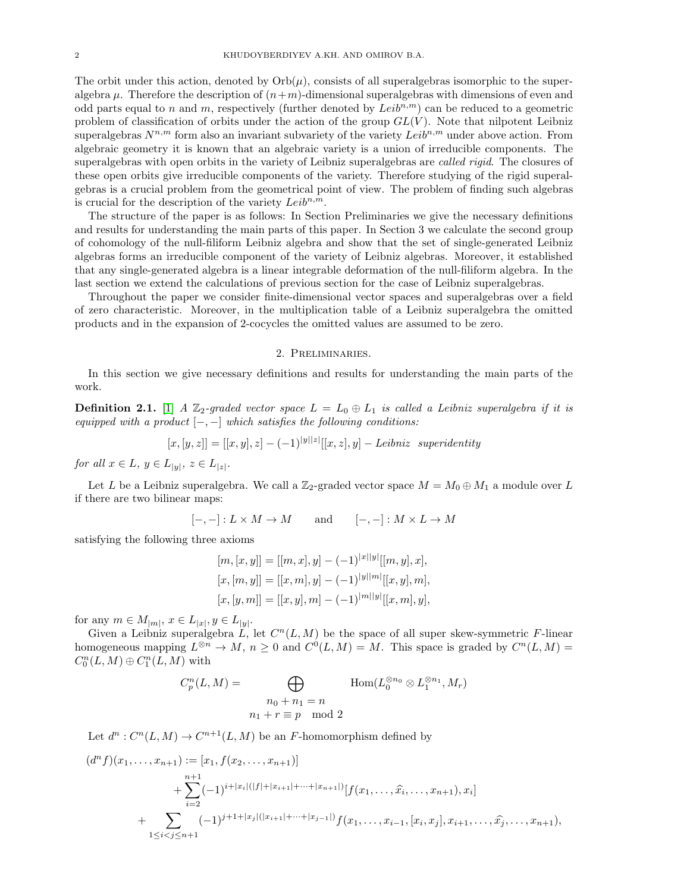The orbit under this action, denoted by $\mathrm{Orb}(\mu)$, consists of all superalgebras isomorphic to the superalgebra $\mu$. Therefore the description of $(n+m)$-dimensional superalgebras with dimensions of even and odd parts equal to $n$ and $m$, respectively (further denoted by $Leib^{n,m}$) can be reduced to a geometric problem of classification of orbits under the action of the group $GL(V)$. Note that nilpotent Leibniz superalgebras $N^{n,m}$ form also an invariant subvariety of the variety $Leib^{n,m}$ under above action. From algebraic geometry it is known that an algebraic variety is a union of irreducible components. The superalgebras with open orbits in the variety of Leibniz superalgebras are *called rigid*. The closures of these open orbits give irreducible components of the variety. Therefore studying of the rigid superalgebras is a crucial problem from the geometrical point of view. The problem of finding such algebras is crucial for the description of the variety $Leib^{n,m}$.

The structure of the paper is as follows: In Section Preliminaries we give the necessary definitions and results for understanding the main parts of this paper. In Section 3 we calculate the second group of cohomology of the null-filiform Leibniz algebra and show that the set of single-generated Leibniz algebras forms an irreducible component of the variety of Leibniz algebras. Moreover, it established that any single-generated algebra is a linear integrable deformation of the null-filiform algebra. In the last section we extend the calculations of previous section for the case of Leibniz superalgebras.

Throughout the paper we consider finite-dimensional vector spaces and superalgebras over a field of zero characteristic. Moreover, in the multiplication table of a Leibniz superalgebra the omitted products and in the expansion of 2-cocycles the omitted values are assumed to be zero.

## 2. Preliminaries.

In this section we give necessary definitions and results for understanding the main parts of the work.

**Definition 2.1.** [1] *A $\mathbb{Z}_2$-graded vector space $L = L_0 \oplus L_1$ is called a Leibniz superalgebra if it is equipped with a product $[-,-]$ which satisfies the following conditions:*

$$[x,[y,z]] = [[x,y],z] - (-1)^{|y||z|}[[x,z],y] - \textit{Leibniz superidentity}$$

*for all $x \in L$, $y \in L_{|y|}$, $z \in L_{|z|}$.*

Let $L$ be a Leibniz superalgebra. We call a $\mathbb{Z}_2$-graded vector space $M = M_0 \oplus M_1$ a module over $L$ if there are two bilinear maps:

$$[-,-] : L \times M \to M \qquad \text{and} \qquad [-,-] : M \times L \to M$$

satisfying the following three axioms

$$[m,[x,y]] = [[m,x],y] - (-1)^{|x||y|}[[m,y],x],$$
$$[x,[m,y]] = [[x,m],y] - (-1)^{|y||m|}[[x,y],m],$$
$$[x,[y,m]] = [[x,y],m] - (-1)^{|m||y|}[[x,m],y],$$

for any $m \in M_{|m|}$, $x \in L_{|x|}$, $y \in L_{|y|}$.

Given a Leibniz superalgebra $L$, let $C^n(L,M)$ be the space of all super skew-symmetric $F$-linear homogeneous mapping $L^{\otimes n} \to M$, $n \geq 0$ and $C^0(L,M) = M$. This space is graded by $C^n(L,M) = C^n_0(L,M) \oplus C^n_1(L,M)$ with

$$C^n_p(L,M) = \bigoplus_{\substack{n_0+n_1=n \\ n_1+r \equiv p \mod 2}} \mathrm{Hom}(L_0^{\otimes n_0} \otimes L_1^{\otimes n_1}, M_r)$$

Let $d^n : C^n(L,M) \to C^{n+1}(L,M)$ be an $F$-homomorphism defined by

$$\begin{aligned}
(d^n f)(x_1,\dots,x_{n+1}) := {} & [x_1, f(x_2,\dots,x_{n+1})] \\
& + \sum_{i=2}^{n+1} (-1)^{i+|x_i|(|f|+|x_{i+1}|+\dots+|x_{n+1}|)}[f(x_1,\dots,\widehat{x_i},\dots,x_{n+1}),x_i] \\
& + \sum_{1\leq i<j\leq n+1} (-1)^{j+1+|x_j|(|x_{i+1}|+\dots+|x_{j-1}|)} f(x_1,\dots,x_{i-1},[x_i,x_j],x_{i+1},\dots,\widehat{x_j},\dots,x_{n+1}),
\end{aligned}$$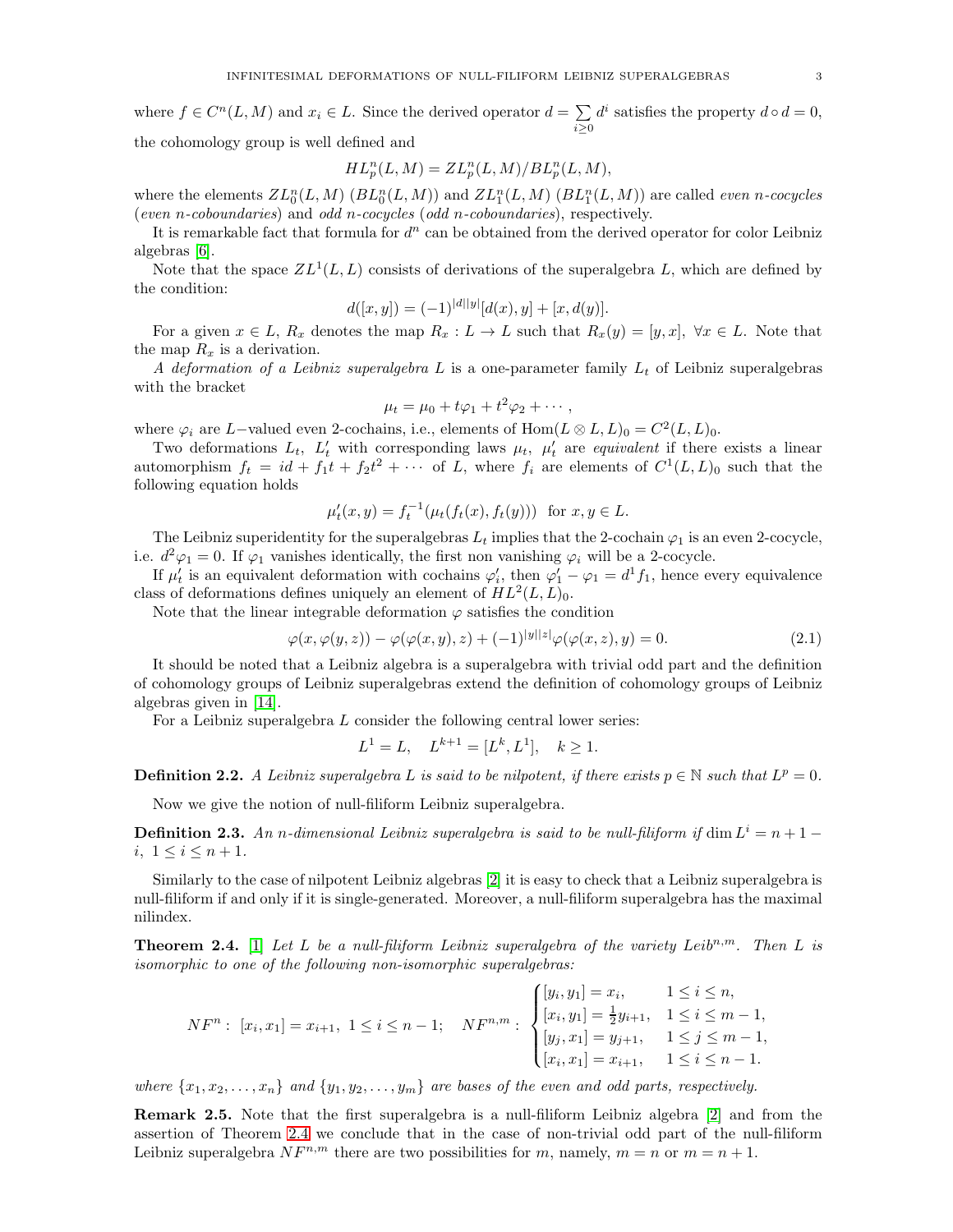where $f \in C^n(L, M)$ and $x_i \in L$. Since the derived operator $d = \sum\limits_{i \geq 0} d^i$ satisfies the property $d \circ d = 0$, the cohomology group is well defined and

$$HL^n_p(L, M) = ZL^n_p(L, M)/BL^n_p(L, M),$$

where the elements $ZL^n_0(L, M)$ ($BL^n_0(L, M)$) and $ZL^n_1(L, M)$ ($BL^n_1(L, M)$) are called *even n-cocycles* (*even n-coboundaries*) and *odd n-cocycles* (*odd n-coboundaries*), respectively.

It is remarkable fact that formula for $d^n$ can be obtained from the derived operator for color Leibniz algebras [6].

Note that the space $ZL^1(L, L)$ consists of derivations of the superalgebra $L$, which are defined by the condition:

$$d([x, y]) = (-1)^{|d||y|}[d(x), y] + [x, d(y)].$$

For a given $x \in L$, $R_x$ denotes the map $R_x : L \to L$ such that $R_x(y) = [y, x]$, $\forall x \in L$. Note that the map $R_x$ is a derivation.

*A deformation of a Leibniz superalgebra* $L$ is a one-parameter family $L_t$ of Leibniz superalgebras with the bracket

$$\mu_t = \mu_0 + t\varphi_1 + t^2\varphi_2 + \cdots,$$

where $\varphi_i$ are $L-$valued even 2-cochains, i.e., elements of $\mathrm{Hom}(L \otimes L, L)_0 = C^2(L, L)_0$.

Two deformations $L_t$, $L'_t$ with corresponding laws $\mu_t$, $\mu'_t$ are *equivalent* if there exists a linear automorphism $f_t = id + f_1 t + f_2 t^2 + \cdots$ of $L$, where $f_i$ are elements of $C^1(L, L)_0$ such that the following equation holds

$$\mu'_t(x, y) = f_t^{-1}(\mu_t(f_t(x), f_t(y))) \quad \text{for } x, y \in L.$$

The Leibniz superidentity for the superalgebras $L_t$ implies that the 2-cochain $\varphi_1$ is an even 2-cocycle, i.e. $d^2\varphi_1 = 0$. If $\varphi_1$ vanishes identically, the first non vanishing $\varphi_i$ will be a 2-cocycle.

If $\mu'_t$ is an equivalent deformation with cochains $\varphi'_i$, then $\varphi'_1 - \varphi_1 = d^1 f_1$, hence every equivalence class of deformations defines uniquely an element of $HL^2(L, L)_0$.

Note that the linear integrable deformation $\varphi$ satisfies the condition

$$\varphi(x, \varphi(y, z)) - \varphi(\varphi(x, y), z) + (-1)^{|y||z|}\varphi(\varphi(x, z), y) = 0. \tag{2.1}$$

It should be noted that a Leibniz algebra is a superalgebra with trivial odd part and the definition of cohomology groups of Leibniz superalgebras extend the definition of cohomology groups of Leibniz algebras given in [14].

For a Leibniz superalgebra $L$ consider the following central lower series:

$$L^1 = L, \quad L^{k+1} = [L^k, L^1], \quad k \geq 1.$$

**Definition 2.2.** *A Leibniz superalgebra $L$ is said to be nilpotent, if there exists $p \in \mathbb{N}$ such that $L^p = 0$.*

Now we give the notion of null-filiform Leibniz superalgebra.

**Definition 2.3.** *An $n$-dimensional Leibniz superalgebra is said to be null-filiform if $\dim L^i = n + 1 - i$, $1 \leq i \leq n + 1$.*

Similarly to the case of nilpotent Leibniz algebras [2] it is easy to check that a Leibniz superalgebra is null-filiform if and only if it is single-generated. Moreover, a null-filiform superalgebra has the maximal nilindex.

**Theorem 2.4.** [1] *Let $L$ be a null-filiform Leibniz superalgebra of the variety $Leib^{n,m}$. Then $L$ is isomorphic to one of the following non-isomorphic superalgebras:*

$$NF^n: \ [x_i, x_1] = x_{i+1}, \ 1 \leq i \leq n-1; \quad NF^{n,m}: \ \begin{cases} [y_i, y_1] = x_i, & 1 \leq i \leq n, \\ [x_i, y_1] = \frac{1}{2}y_{i+1}, & 1 \leq i \leq m-1, \\ [y_j, x_1] = y_{j+1}, & 1 \leq j \leq m-1, \\ [x_i, x_1] = x_{i+1}, & 1 \leq i \leq n-1. \end{cases}$$

*where $\{x_1, x_2, \ldots, x_n\}$ and $\{y_1, y_2, \ldots, y_m\}$ are bases of the even and odd parts, respectively.*

**Remark 2.5.** Note that the first superalgebra is a null-filiform Leibniz algebra [2] and from the assertion of Theorem 2.4 we conclude that in the case of non-trivial odd part of the null-filiform Leibniz superalgebra $NF^{n,m}$ there are two possibilities for $m$, namely, $m = n$ or $m = n + 1$.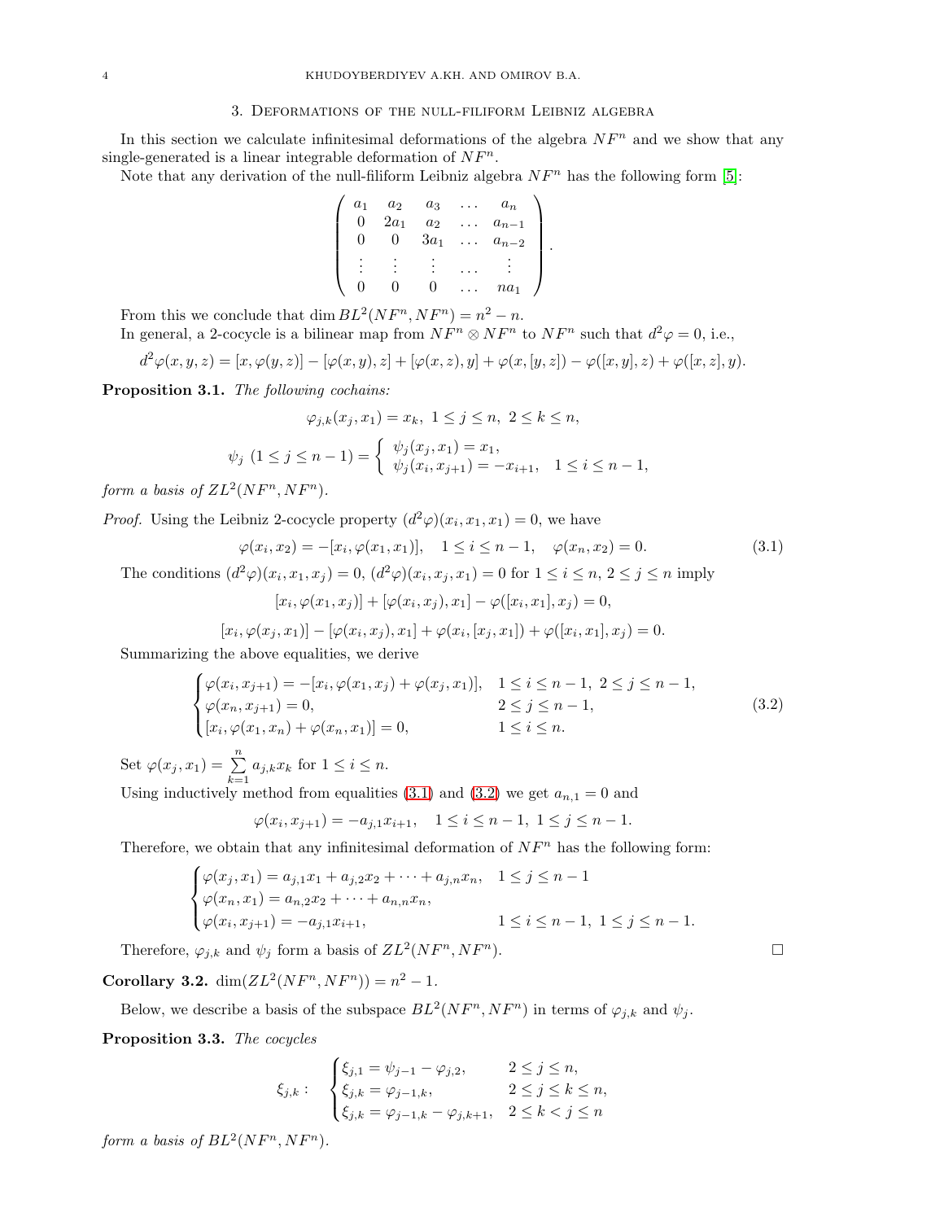## 3. Deformations of the null-filiform Leibniz algebra

In this section we calculate infinitesimal deformations of the algebra $NF^n$ and we show that any single-generated is a linear integrable deformation of $NF^n$.

Note that any derivation of the null-filiform Leibniz algebra $NF^n$ has the following form [5]:

$$\begin{pmatrix} a_1 & a_2 & a_3 & \dots & a_n \\ 0 & 2a_1 & a_2 & \dots & a_{n-1} \\ 0 & 0 & 3a_1 & \dots & a_{n-2} \\ \vdots & \vdots & \vdots & \dots & \vdots \\ 0 & 0 & 0 & \dots & na_1 \end{pmatrix}.$$

From this we conclude that $\dim BL^2(NF^n, NF^n) = n^2 - n$.

In general, a 2-cocycle is a bilinear map from $NF^n \otimes NF^n$ to $NF^n$ such that $d^2\varphi = 0$, i.e.,

$$d^2\varphi(x, y, z) = [x, \varphi(y, z)] - [\varphi(x, y), z] + [\varphi(x, z), y] + \varphi(x, [y, z]) - \varphi([x, y], z) + \varphi([x, z], y).$$

**Proposition 3.1.** *The following cochains:*

$$\varphi_{j,k}(x_j, x_1) = x_k, \ 1 \leq j \leq n, \ 2 \leq k \leq n,$$

$$\psi_j \ (1 \leq j \leq n-1) = \begin{cases} \psi_j(x_j, x_1) = x_1, \\ \psi_j(x_i, x_{j+1}) = -x_{i+1}, \quad 1 \leq i \leq n-1, \end{cases}$$

*form a basis of $ZL^2(NF^n, NF^n)$.*

*Proof.* Using the Leibniz 2-cocycle property $(d^2\varphi)(x_i, x_1, x_1) = 0$, we have

$$\varphi(x_i, x_2) = -[x_i, \varphi(x_1, x_1)], \quad 1 \leq i \leq n-1, \quad \varphi(x_n, x_2) = 0. \tag{3.1}$$

The conditions $(d^2\varphi)(x_i, x_1, x_j) = 0$, $(d^2\varphi)(x_i, x_j, x_1) = 0$ for $1 \leq i \leq n$, $2 \leq j \leq n$ imply

$$[x_i, \varphi(x_1, x_j)] + [\varphi(x_i, x_j), x_1] - \varphi([x_i, x_1], x_j) = 0,$$

$$[x_i, \varphi(x_j, x_1)] - [\varphi(x_i, x_j), x_1] + \varphi(x_i, [x_j, x_1]) + \varphi([x_i, x_1], x_j) = 0.$$

Summarizing the above equalities, we derive

$$\begin{cases} \varphi(x_i, x_{j+1}) = -[x_i, \varphi(x_1, x_j) + \varphi(x_j, x_1)], & 1 \leq i \leq n-1, \ 2 \leq j \leq n-1, \\ \varphi(x_n, x_{j+1}) = 0, & 2 \leq j \leq n-1, \\ [x_i, \varphi(x_1, x_n) + \varphi(x_n, x_1)] = 0, & 1 \leq i \leq n. \end{cases} \tag{3.2}$$

Set $\varphi(x_j, x_1) = \sum\limits_{k=1}^{n} a_{j,k} x_k$ for $1 \leq i \leq n$.

Using inductively method from equalities (3.1) and (3.2) we get $a_{n,1} = 0$ and

$$\varphi(x_i, x_{j+1}) = -a_{j,1} x_{i+1}, \quad 1 \leq i \leq n-1, \ 1 \leq j \leq n-1.$$

Therefore, we obtain that any infinitesimal deformation of $NF^n$ has the following form:

$$\begin{cases} \varphi(x_j, x_1) = a_{j,1}x_1 + a_{j,2}x_2 + \dots + a_{j,n}x_n, & 1 \leq j \leq n-1 \\ \varphi(x_n, x_1) = a_{n,2}x_2 + \dots + a_{n,n}x_n, & \\ \varphi(x_i, x_{j+1}) = -a_{j,1}x_{i+1}, & 1 \leq i \leq n-1, \ 1 \leq j \leq n-1. \end{cases}$$

Therefore, $\varphi_{j,k}$ and $\psi_j$ form a basis of $ZL^2(NF^n, NF^n)$. $\square$

**Corollary 3.2.** $\dim(ZL^2(NF^n, NF^n)) = n^2 - 1$.

Below, we describe a basis of the subspace $BL^2(NF^n, NF^n)$ in terms of $\varphi_{j,k}$ and $\psi_j$.

**Proposition 3.3.** *The cocycles*

$$\xi_{j,k}: \quad \begin{cases} \xi_{j,1} = \psi_{j-1} - \varphi_{j,2}, & 2 \leq j \leq n, \\ \xi_{j,k} = \varphi_{j-1,k}, & 2 \leq j \leq k \leq n, \\ \xi_{j,k} = \varphi_{j-1,k} - \varphi_{j,k+1}, & 2 \leq k < j \leq n \end{cases}$$

*form a basis of $BL^2(NF^n, NF^n)$.*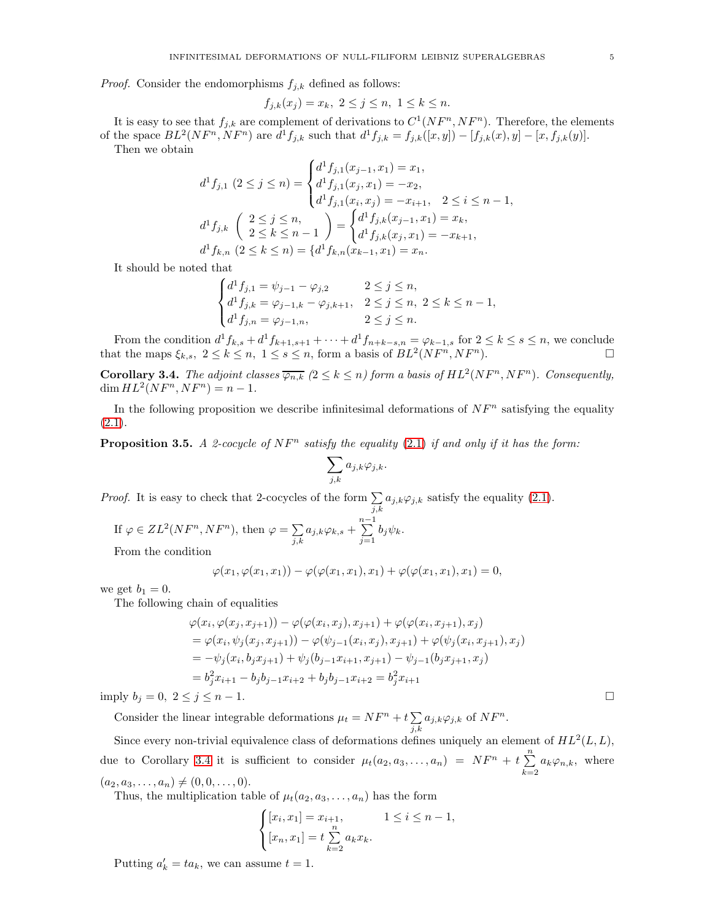*Proof.* Consider the endomorphisms $f_{j,k}$ defined as follows:

$$f_{j,k}(x_j) = x_k, \ 2 \le j \le n, \ 1 \le k \le n.$$

It is easy to see that $f_{j,k}$ are complement of derivations to $C^1(NF^n, NF^n)$. Therefore, the elements of the space $BL^2(NF^n, NF^n)$ are $d^1 f_{j,k}$ such that $d^1 f_{j,k} = f_{j,k}([x,y]) - [f_{j,k}(x), y] - [x, f_{j,k}(y)]$.

Then we obtain

$$d^1 f_{j,1} \ (2 \le j \le n) = \begin{cases} d^1 f_{j,1}(x_{j-1}, x_1) = x_1, \\ d^1 f_{j,1}(x_j, x_1) = -x_2, \\ d^1 f_{j,1}(x_i, x_j) = -x_{i+1}, \quad 2 \le i \le n-1, \end{cases}$$

$$d^1 f_{j,k} \left( \begin{array}{c} 2 \le j \le n, \\ 2 \le k \le n-1 \end{array} \right) = \begin{cases} d^1 f_{j,k}(x_{j-1}, x_1) = x_k, \\ d^1 f_{j,k}(x_j, x_1) = -x_{k+1}, \end{cases}$$

$$d^1 f_{k,n} \ (2 \le k \le n) = \{ d^1 f_{k,n}(x_{k-1}, x_1) = x_n.$$

It should be noted that

$$\begin{cases} d^1 f_{j,1} = \psi_{j-1} - \varphi_{j,2} & 2 \le j \le n, \\ d^1 f_{j,k} = \varphi_{j-1,k} - \varphi_{j,k+1}, & 2 \le j \le n, \ 2 \le k \le n-1, \\ d^1 f_{j,n} = \varphi_{j-1,n}, & 2 \le j \le n. \end{cases}$$

From the condition $d^1 f_{k,s} + d^1 f_{k+1,s+1} + \cdots + d^1 f_{n+k-s,n} = \varphi_{k-1,s}$ for $2 \le k \le s \le n$, we conclude that the maps $\xi_{k,s}, \ 2 \le k \le n, \ 1 \le s \le n$, form a basis of $BL^2(NF^n, NF^n)$. □

**Corollary 3.4.** *The adjoint classes $\overline{\varphi_{n,k}}$ $(2 \le k \le n)$ form a basis of $HL^2(NF^n, NF^n)$. Consequently, $\dim HL^2(NF^n, NF^n) = n - 1$.*

In the following proposition we describe infinitesimal deformations of $NF^n$ satisfying the equality (2.1).

**Proposition 3.5.** *A 2-cocycle of $NF^n$ satisfy the equality (2.1) if and only if it has the form:*

$$\sum_{j,k} a_{j,k} \varphi_{j,k}.$$

*Proof.* It is easy to check that 2-cocycles of the form $\sum\limits_{j,k} a_{j,k} \varphi_{j,k}$ satisfy the equality (2.1).

If $\varphi \in ZL^2(NF^n, NF^n)$, then $\varphi = \sum\limits_{j,k} a_{j,k} \varphi_{k,s} + \sum\limits_{j=1}^{n-1} b_j \psi_k$.

From the condition

$$\varphi(x_1, \varphi(x_1, x_1)) - \varphi(\varphi(x_1, x_1), x_1) + \varphi(\varphi(x_1, x_1), x_1) = 0,$$

we get $b_1 = 0$.

The following chain of equalities

$$\begin{aligned} &\varphi(x_i, \varphi(x_j, x_{j+1})) - \varphi(\varphi(x_i, x_j), x_{j+1}) + \varphi(\varphi(x_i, x_{j+1}), x_j) \\ &= \varphi(x_i, \psi_j(x_j, x_{j+1})) - \varphi(\psi_{j-1}(x_i, x_j), x_{j+1}) + \varphi(\psi_j(x_i, x_{j+1}), x_j) \\ &= -\psi_j(x_i, b_j x_{j+1}) + \psi_j(b_{j-1} x_{i+1}, x_{j+1}) - \psi_{j-1}(b_j x_{j+1}, x_j) \\ &= b_j^2 x_{i+1} - b_j b_{j-1} x_{i+2} + b_j b_{j-1} x_{i+2} = b_j^2 x_{i+1} \end{aligned}$$

imply $b_j = 0, \ 2 \le j \le n-1$. □

Consider the linear integrable deformations $\mu_t = NF^n + t \sum\limits_{j,k} a_{j,k} \varphi_{j,k}$ of $NF^n$.

Since every non-trivial equivalence class of deformations defines uniquely an element of $HL^2(L, L)$, due to Corollary 3.4 it is sufficient to consider $\mu_t(a_2, a_3, \dots, a_n) = NF^n + t \sum\limits_{k=2}^{n} a_k \varphi_{n,k}$, where $(a_2, a_3, \dots, a_n) \neq (0, 0, \dots, 0)$.

Thus, the multiplication table of $\mu_t(a_2, a_3, \dots, a_n)$ has the form

$$\begin{cases} [x_i, x_1] = x_{i+1}, & 1 \le i \le n-1, \\ [x_n, x_1] = t \sum\limits_{k=2}^{n} a_k x_k. \end{cases}$$

Putting $a'_k = t a_k$, we can assume $t = 1$.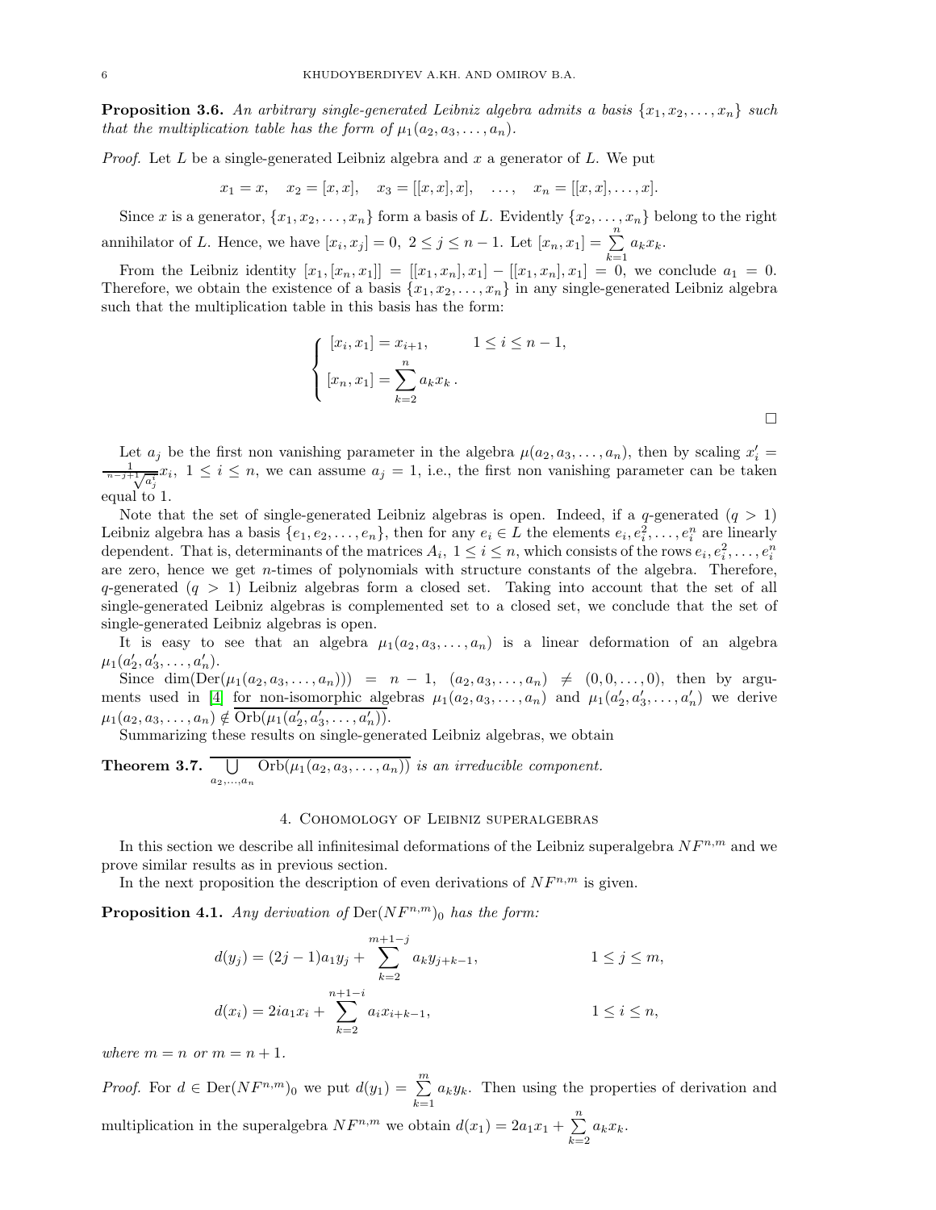**Proposition 3.6.** *An arbitrary single-generated Leibniz algebra admits a basis $\{x_1, x_2, \ldots, x_n\}$ such that the multiplication table has the form of $\mu_1(a_2, a_3, \ldots, a_n)$.*

*Proof.* Let $L$ be a single-generated Leibniz algebra and $x$ a generator of $L$. We put

$$x_1 = x, \quad x_2 = [x, x], \quad x_3 = [[x, x], x], \quad \ldots, \quad x_n = [[x, x], \ldots, x].$$

Since $x$ is a generator, $\{x_1, x_2, \ldots, x_n\}$ form a basis of $L$. Evidently $\{x_2, \ldots, x_n\}$ belong to the right annihilator of $L$. Hence, we have $[x_i, x_j] = 0,\ 2 \le j \le n-1$. Let $[x_n, x_1] = \sum\limits_{k=1}^{n} a_k x_k$.

From the Leibniz identity $[x_1, [x_n, x_1]] = [[x_1, x_n], x_1] - [[x_1, x_n], x_1] = 0$, we conclude $a_1 = 0$. Therefore, we obtain the existence of a basis $\{x_1, x_2, \ldots, x_n\}$ in any single-generated Leibniz algebra such that the multiplication table in this basis has the form:

$$\begin{cases} [x_i, x_1] = x_{i+1}, & 1 \le i \le n-1, \\ [x_n, x_1] = \sum\limits_{k=2}^{n} a_k x_k \,. \end{cases}$$

$\square$

Let $a_j$ be the first non vanishing parameter in the algebra $\mu(a_2, a_3, \ldots, a_n)$, then by scaling $x'_i = \frac{1}{\sqrt[n-j+1]{a_j^i}} x_i,\ 1 \le i \le n$, we can assume $a_j = 1$, i.e., the first non vanishing parameter can be taken equal to 1.

Note that the set of single-generated Leibniz algebras is open. Indeed, if a $q$-generated $(q > 1)$ Leibniz algebra has a basis $\{e_1, e_2, \ldots, e_n\}$, then for any $e_i \in L$ the elements $e_i, e_i^2, \ldots, e_i^n$ are linearly dependent. That is, determinants of the matrices $A_i,\ 1 \le i \le n$, which consists of the rows $e_i, e_i^2, \ldots, e_i^n$ are zero, hence we get $n$-times of polynomials with structure constants of the algebra. Therefore, $q$-generated $(q > 1)$ Leibniz algebras form a closed set. Taking into account that the set of all single-generated Leibniz algebras is complemented set to a closed set, we conclude that the set of single-generated Leibniz algebras is open.

It is easy to see that an algebra $\mu_1(a_2, a_3, \ldots, a_n)$ is a linear deformation of an algebra $\mu_1(a'_2, a'_3, \ldots, a'_n)$.

Since $\dim(\mathrm{Der}(\mu_1(a_2, a_3, \ldots, a_n))) = n-1$, $(a_2, a_3, \ldots, a_n) \neq (0, 0, \ldots, 0)$, then by arguments used in [4] for non-isomorphic algebras $\mu_1(a_2, a_3, \ldots, a_n)$ and $\mu_1(a'_2, a'_3, \ldots, a'_n)$ we derive $\mu_1(a_2, a_3, \ldots, a_n) \notin \overline{\mathrm{Orb}(\mu_1(a'_2, a'_3, \ldots, a'_n))}$.

Summarizing these results on single-generated Leibniz algebras, we obtain

**Theorem 3.7.** $\overline{\bigcup\limits_{a_2, \ldots, a_n} \mathrm{Orb}(\mu_1(a_2, a_3, \ldots, a_n))}$ *is an irreducible component.*

## 4. Cohomology of Leibniz superalgebras

In this section we describe all infinitesimal deformations of the Leibniz superalgebra $NF^{n,m}$ and we prove similar results as in previous section.

In the next proposition the description of even derivations of $NF^{n,m}$ is given.

**Proposition 4.1.** *Any derivation of* $\mathrm{Der}(NF^{n,m})_0$ *has the form:*

$$d(y_j) = (2j-1)a_1 y_j + \sum_{k=2}^{m+1-j} a_k y_{j+k-1}, \qquad 1 \le j \le m,$$

$$d(x_i) = 2ia_1 x_i + \sum_{k=2}^{n+1-i} a_i x_{i+k-1}, \qquad 1 \le i \le n,$$

*where $m = n$ or $m = n+1$.*

*Proof.* For $d \in \mathrm{Der}(NF^{n,m})_0$ we put $d(y_1) = \sum\limits_{k=1}^{m} a_k y_k$. Then using the properties of derivation and multiplication in the superalgebra $NF^{n,m}$ we obtain $d(x_1) = 2a_1 x_1 + \sum\limits_{k=2}^{n} a_k x_k$.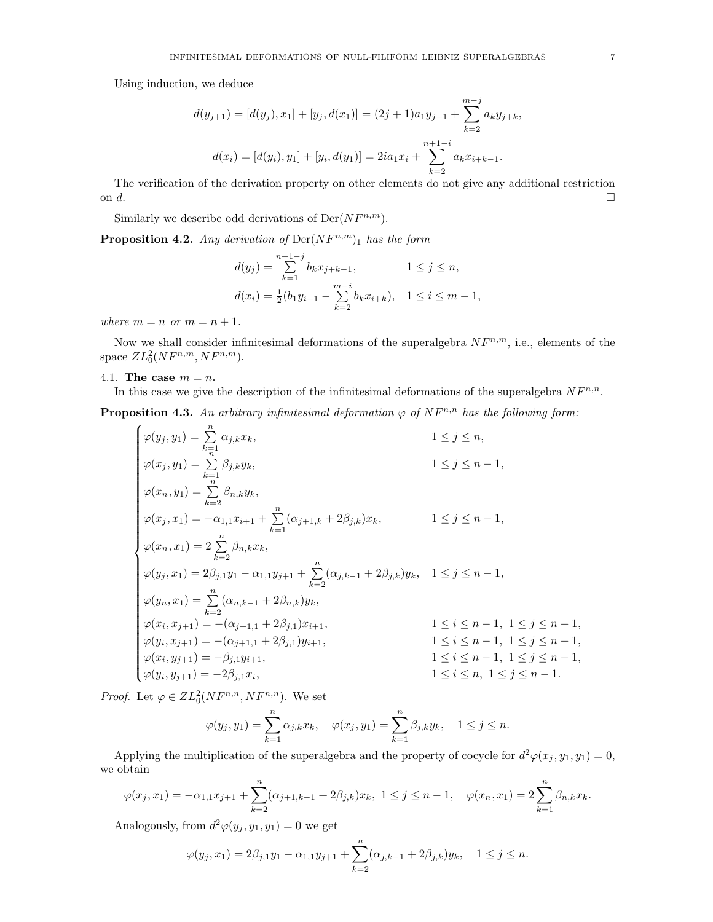Using induction, we deduce

$$d(y_{j+1}) = [d(y_j), x_1] + [y_j, d(x_1)] = (2j+1)a_1 y_{j+1} + \sum_{k=2}^{m-j} a_k y_{j+k},$$

$$d(x_i) = [d(y_i), y_1] + [y_i, d(y_1)] = 2ia_1 x_i + \sum_{k=2}^{n+1-i} a_k x_{i+k-1}.$$

The verification of the derivation property on other elements do not give any additional restriction on $d$. $\square$

Similarly we describe odd derivations of $\mathrm{Der}(NF^{n,m})$.

**Proposition 4.2.** *Any derivation of* $\mathrm{Der}(NF^{n,m})_1$ *has the form*

$$\begin{array}{ll} d(y_j) = \sum\limits_{k=1}^{n+1-j} b_k x_{j+k-1}, & 1 \le j \le n, \\ d(x_i) = \frac{1}{2}(b_1 y_{i+1} - \sum\limits_{k=2}^{m-i} b_k x_{i+k}), & 1 \le i \le m-1, \end{array}$$

*where $m = n$ or $m = n+1$.*

Now we shall consider infinitesimal deformations of the superalgebra $NF^{n,m}$, i.e., elements of the space $ZL_0^2(NF^{n,m}, NF^{n,m})$.

### 4.1. The case $m = n$.

In this case we give the description of the infinitesimal deformations of the superalgebra $NF^{n,n}$.

**Proposition 4.3.** *An arbitrary infinitesimal deformation $\varphi$ of $NF^{n,n}$ has the following form:*

$$\begin{cases} \varphi(y_j, y_1) = \sum\limits_{k=1}^{n} \alpha_{j,k} x_k, & 1 \le j \le n, \\ \varphi(x_j, y_1) = \sum\limits_{k=1}^{n} \beta_{j,k} y_k, & 1 \le j \le n-1, \\ \varphi(x_n, y_1) = \sum\limits_{k=2}^{n} \beta_{n,k} y_k, & \\ \varphi(x_j, x_1) = -\alpha_{1,1} x_{i+1} + \sum\limits_{k=1}^{n} (\alpha_{j+1,k} + 2\beta_{j,k}) x_k, & 1 \le j \le n-1, \\ \varphi(x_n, x_1) = 2\sum\limits_{k=2}^{n} \beta_{n,k} x_k, & \\ \varphi(y_j, x_1) = 2\beta_{j,1} y_1 - \alpha_{1,1} y_{j+1} + \sum\limits_{k=2}^{n} (\alpha_{j,k-1} + 2\beta_{j,k}) y_k, & 1 \le j \le n-1, \\ \varphi(y_n, x_1) = \sum\limits_{k=2}^{n} (\alpha_{n,k-1} + 2\beta_{n,k}) y_k, & \\ \varphi(x_i, x_{j+1}) = -(\alpha_{j+1,1} + 2\beta_{j,1}) x_{i+1}, & 1 \le i \le n-1,\ 1 \le j \le n-1, \\ \varphi(y_i, x_{j+1}) = -(\alpha_{j+1,1} + 2\beta_{j,1}) y_{i+1}, & 1 \le i \le n-1,\ 1 \le j \le n-1, \\ \varphi(x_i, y_{j+1}) = -\beta_{j,1} y_{i+1}, & 1 \le i \le n-1,\ 1 \le j \le n-1, \\ \varphi(y_i, y_{j+1}) = -2\beta_{j,1} x_i, & 1 \le i \le n,\ 1 \le j \le n-1. \end{cases}$$

*Proof.* Let $\varphi \in ZL_0^2(NF^{n,n}, NF^{n,n})$. We set

$$\varphi(y_j, y_1) = \sum_{k=1}^{n} \alpha_{j,k} x_k, \quad \varphi(x_j, y_1) = \sum_{k=1}^{n} \beta_{j,k} y_k, \quad 1 \le j \le n.$$

Applying the multiplication of the superalgebra and the property of cocycle for $d^2\varphi(x_j, y_1, y_1) = 0$, we obtain

$$\varphi(x_j, x_1) = -\alpha_{1,1} x_{j+1} + \sum_{k=2}^{n} (\alpha_{j+1,k-1} + 2\beta_{j,k}) x_k,\ 1 \le j \le n-1, \quad \varphi(x_n, x_1) = 2\sum_{k=1}^{n} \beta_{n,k} x_k.$$

Analogously, from $d^2\varphi(y_j, y_1, y_1) = 0$ we get

$$\varphi(y_j, x_1) = 2\beta_{j,1} y_1 - \alpha_{1,1} y_{j+1} + \sum_{k=2}^{n} (\alpha_{j,k-1} + 2\beta_{j,k}) y_k, \quad 1 \le j \le n.$$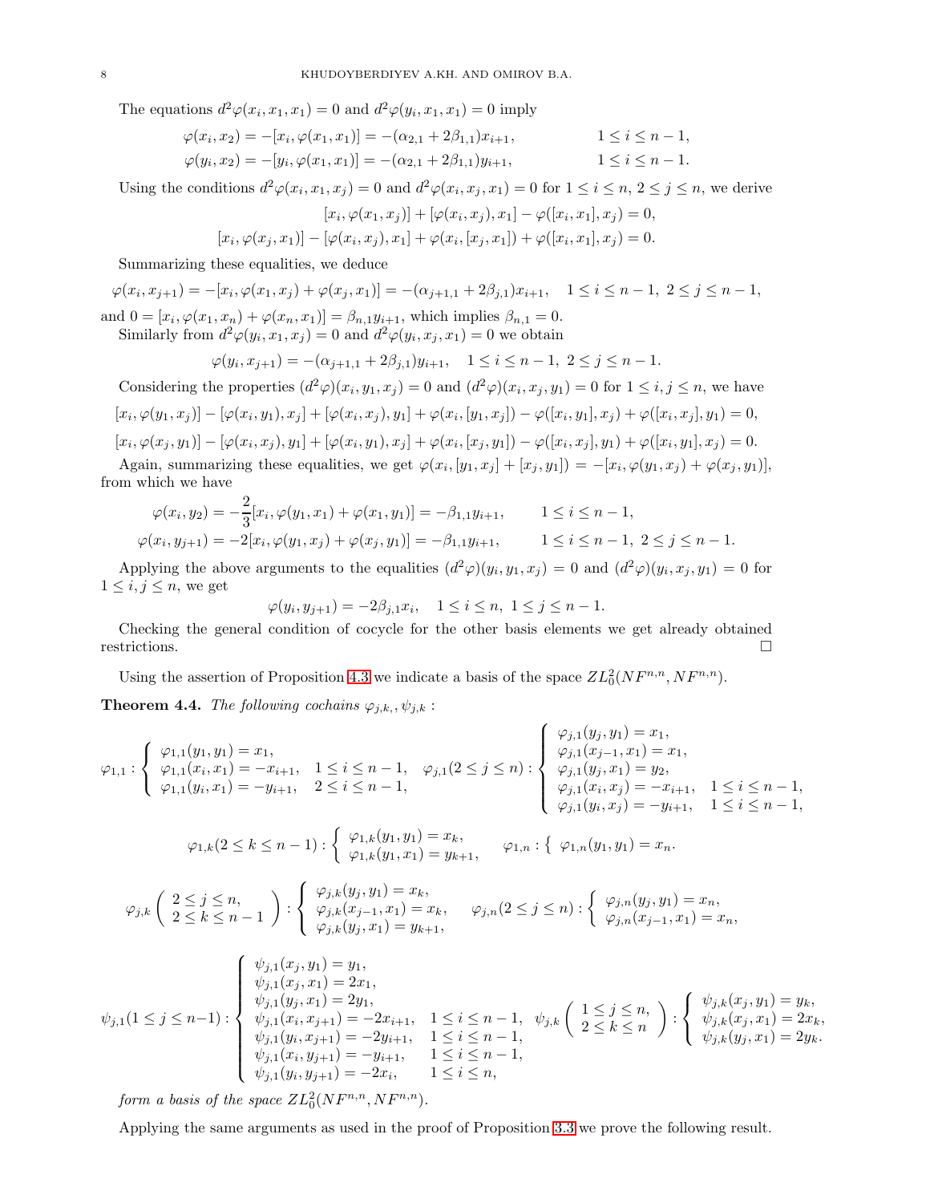The equations $d^2\varphi(x_i, x_1, x_1) = 0$ and $d^2\varphi(y_i, x_1, x_1) = 0$ imply

$$\varphi(x_i, x_2) = -[x_i, \varphi(x_1, x_1)] = -(\alpha_{2,1} + 2\beta_{1,1})x_{i+1}, \qquad 1 \le i \le n-1,$$
$$\varphi(y_i, x_2) = -[y_i, \varphi(x_1, x_1)] = -(\alpha_{2,1} + 2\beta_{1,1})y_{i+1}, \qquad 1 \le i \le n-1.$$

Using the conditions $d^2\varphi(x_i, x_1, x_j) = 0$ and $d^2\varphi(x_i, x_j, x_1) = 0$ for $1 \le i \le n$, $2 \le j \le n$, we derive

$$[x_i, \varphi(x_1, x_j)] + [\varphi(x_i, x_j), x_1] - \varphi([x_i, x_1], x_j) = 0,$$
$$[x_i, \varphi(x_j, x_1)] - [\varphi(x_i, x_j), x_1] + \varphi(x_i, [x_j, x_1]) + \varphi([x_i, x_1], x_j) = 0.$$

Summarizing these equalities, we deduce

$$\varphi(x_i, x_{j+1}) = -[x_i, \varphi(x_1, x_j) + \varphi(x_j, x_1)] = -(\alpha_{j+1,1} + 2\beta_{j,1})x_{i+1}, \quad 1 \le i \le n-1,\ 2 \le j \le n-1,$$

and $0 = [x_i, \varphi(x_1, x_n) + \varphi(x_n, x_1)] = \beta_{n,1}y_{i+1}$, which implies $\beta_{n,1} = 0$.
Similarly from $d^2\varphi(y_i, x_1, x_j) = 0$ and $d^2\varphi(y_i, x_j, x_1) = 0$ we obtain

$$\varphi(y_i, x_{j+1}) = -(\alpha_{j+1,1} + 2\beta_{j,1})y_{i+1}, \quad 1 \le i \le n-1,\ 2 \le j \le n-1.$$

Considering the properties $(d^2\varphi)(x_i, y_1, x_j) = 0$ and $(d^2\varphi)(x_i, x_j, y_1) = 0$ for $1 \le i, j \le n$, we have

$$[x_i, \varphi(y_1, x_j)] - [\varphi(x_i, y_1), x_j] + [\varphi(x_i, x_j), y_1] + \varphi(x_i, [y_1, x_j]) - \varphi([x_i, y_1], x_j) + \varphi([x_i, x_j], y_1) = 0,$$
$$[x_i, \varphi(x_j, y_1)] - [\varphi(x_i, x_j), y_1] + [\varphi(x_i, y_1), x_j] + \varphi(x_i, [x_j, y_1]) - \varphi([x_i, x_j], y_1) + \varphi([x_i, y_1], x_j) = 0.$$

Again, summarizing these equalities, we get $\varphi(x_i, [y_1, x_j] + [x_j, y_1]) = -[x_i, \varphi(y_1, x_j) + \varphi(x_j, y_1)]$, from which we have

$$\varphi(x_i, y_2) = -\frac{2}{3}[x_i, \varphi(y_1, x_1) + \varphi(x_1, y_1)] = -\beta_{1,1}y_{i+1}, \qquad 1 \le i \le n-1,$$
$$\varphi(x_i, y_{j+1}) = -2[x_i, \varphi(y_1, x_j) + \varphi(x_j, y_1)] = -\beta_{1,1}y_{i+1}, \qquad 1 \le i \le n-1,\ 2 \le j \le n-1.$$

Applying the above arguments to the equalities $(d^2\varphi)(y_i, y_1, x_j) = 0$ and $(d^2\varphi)(y_i, x_j, y_1) = 0$ for $1 \le i, j \le n$, we get

$$\varphi(y_i, y_{j+1}) = -2\beta_{j,1}x_i, \quad 1 \le i \le n,\ 1 \le j \le n-1.$$

Checking the general condition of cocycle for the other basis elements we get already obtained restrictions. $\square$

Using the assertion of Proposition 4.3 we indicate a basis of the space $ZL_0^2(NF^{n,n}, NF^{n,n})$.

**Theorem 4.4.** *The following cochains $\varphi_{j,k}, \psi_{j,k}$ :*

$$\varphi_{1,1}: \begin{cases} \varphi_{1,1}(y_1, y_1) = x_1, \\ \varphi_{1,1}(x_i, x_1) = -x_{i+1}, & 1 \le i \le n-1, \\ \varphi_{1,1}(y_i, x_1) = -y_{i+1}, & 2 \le i \le n-1, \end{cases} \quad \varphi_{j,1}(2 \le j \le n): \begin{cases} \varphi_{j,1}(y_j, y_1) = x_1, \\ \varphi_{j,1}(x_{j-1}, x_1) = x_1, \\ \varphi_{j,1}(y_j, x_1) = y_2, \\ \varphi_{j,1}(x_i, x_j) = -x_{i+1}, & 1 \le i \le n-1, \\ \varphi_{j,1}(y_i, x_j) = -y_{i+1}, & 1 \le i \le n-1, \end{cases}$$

$$\varphi_{1,k}(2 \le k \le n-1): \begin{cases} \varphi_{1,k}(y_1, y_1) = x_k, \\ \varphi_{1,k}(y_1, x_1) = y_{k+1}, \end{cases} \qquad \varphi_{1,n}: \begin{cases} \varphi_{1,n}(y_1, y_1) = x_n. \end{cases}$$

$$\varphi_{j,k}\begin{pmatrix} 2 \le j \le n, \\ 2 \le k \le n-1 \end{pmatrix}: \begin{cases} \varphi_{j,k}(y_j, y_1) = x_k, \\ \varphi_{j,k}(x_{j-1}, x_1) = x_k, \\ \varphi_{j,k}(y_j, x_1) = y_{k+1}, \end{cases} \qquad \varphi_{j,n}(2 \le j \le n): \begin{cases} \varphi_{j,n}(y_j, y_1) = x_n, \\ \varphi_{j,n}(x_{j-1}, x_1) = x_n, \end{cases}$$

$$\psi_{j,1}(1 \le j \le n-1): \begin{cases} \psi_{j,1}(x_j, y_1) = y_1, \\ \psi_{j,1}(x_j, x_1) = 2x_1, \\ \psi_{j,1}(y_j, x_1) = 2y_1, \\ \psi_{j,1}(x_i, x_{j+1}) = -2x_{i+1}, & 1 \le i \le n-1, \\ \psi_{j,1}(y_i, x_{j+1}) = -2y_{i+1}, & 1 \le i \le n-1, \\ \psi_{j,1}(x_i, y_{j+1}) = -y_{i+1}, & 1 \le i \le n-1, \\ \psi_{j,1}(y_i, y_{j+1}) = -2x_i, & 1 \le i \le n, \end{cases} \quad \psi_{j,k}\begin{pmatrix} 1 \le j \le n, \\ 2 \le k \le n \end{pmatrix}: \begin{cases} \psi_{j,k}(x_j, y_1) = y_k, \\ \psi_{j,k}(x_j, x_1) = 2x_k, \\ \psi_{j,k}(y_j, x_1) = 2y_k. \end{cases}$$

*form a basis of the space $ZL_0^2(NF^{n,n}, NF^{n,n})$.*

Applying the same arguments as used in the proof of Proposition 3.3 we prove the following result.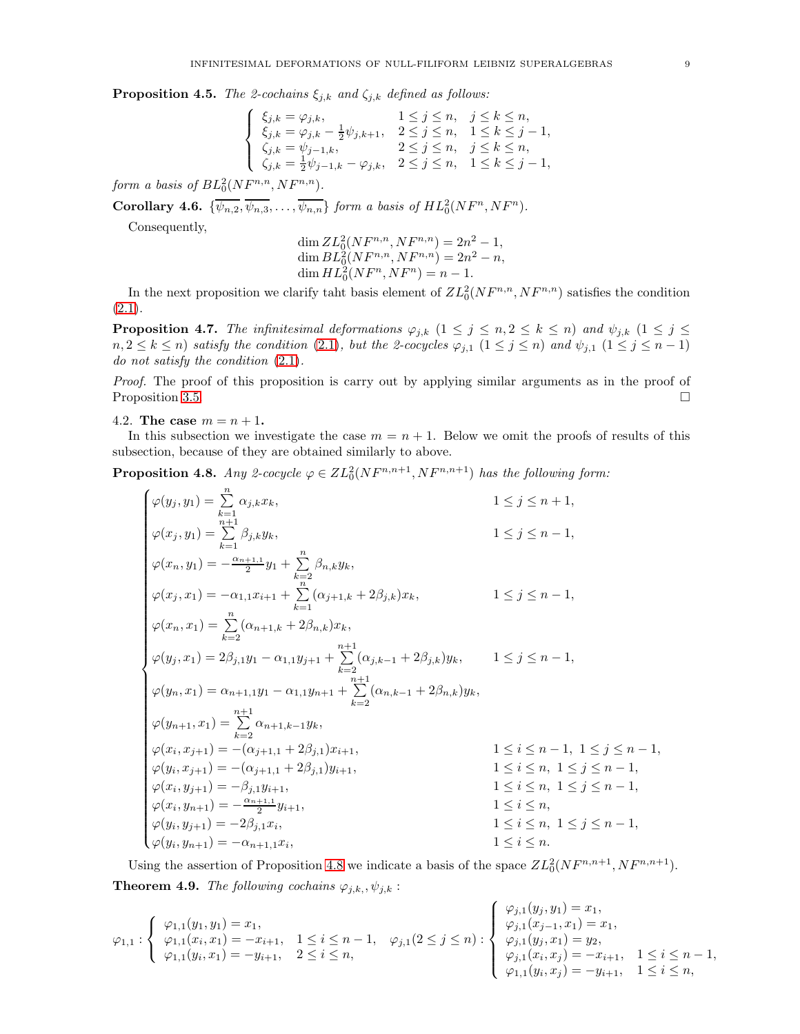**Proposition 4.5.** *The 2-cochains $\xi_{j,k}$ and $\zeta_{j,k}$ defined as follows:*

$$\begin{cases} \xi_{j,k} = \varphi_{j,k}, & 1 \le j \le n, \quad j \le k \le n, \\ \xi_{j,k} = \varphi_{j,k} - \frac{1}{2}\psi_{j,k+1}, & 2 \le j \le n, \quad 1 \le k \le j-1, \\ \zeta_{j,k} = \psi_{j-1,k}, & 2 \le j \le n, \quad j \le k \le n, \\ \zeta_{j,k} = \frac{1}{2}\psi_{j-1,k} - \varphi_{j,k}, & 2 \le j \le n, \quad 1 \le k \le j-1, \end{cases}$$

*form a basis of $BL_0^2(NF^{n,n}, NF^{n,n})$.*

**Corollary 4.6.** $\{\overline{\psi_{n,2}}, \overline{\psi_{n,3}}, \dots, \overline{\psi_{n,n}}\}$ *form a basis of $HL_0^2(NF^n, NF^n)$.*

Consequently,

$$\dim ZL_0^2(NF^{n,n}, NF^{n,n}) = 2n^2 - 1,$$
$$\dim BL_0^2(NF^{n,n}, NF^{n,n}) = 2n^2 - n,$$
$$\dim HL_0^2(NF^n, NF^n) = n - 1.$$

In the next proposition we clarify taht basis element of $ZL_0^2(NF^{n,n}, NF^{n,n})$ satisfies the condition (2.1).

**Proposition 4.7.** *The infinitesimal deformations $\varphi_{j,k}$ $(1 \le j \le n, 2 \le k \le n)$ and $\psi_{j,k}$ $(1 \le j \le n, 2 \le k \le n)$ satisfy the condition (2.1), but the 2-cocycles $\varphi_{j,1}$ $(1 \le j \le n)$ and $\psi_{j,1}$ $(1 \le j \le n-1)$ do not satisfy the condition (2.1).*

*Proof.* The proof of this proposition is carry out by applying similar arguments as in the proof of Proposition 3.5. $\square$

### 4.2. The case $m = n + 1$.

In this subsection we investigate the case $m = n + 1$. Below we omit the proofs of results of this subsection, because of they are obtained similarly to above.

**Proposition 4.8.** *Any 2-cocycle $\varphi \in ZL_0^2(NF^{n,n+1}, NF^{n,n+1})$ has the following form:*

$$\begin{cases}
\varphi(y_j, y_1) = \sum\limits_{k=1}^{n} \alpha_{j,k} x_k, & 1 \le j \le n+1, \\
\varphi(x_j, y_1) = \sum\limits_{k=1}^{n+1} \beta_{j,k} y_k, & 1 \le j \le n-1, \\
\varphi(x_n, y_1) = -\frac{\alpha_{n+1,1}}{2} y_1 + \sum\limits_{k=2}^{n} \beta_{n,k} y_k, & \\
\varphi(x_j, x_1) = -\alpha_{1,1} x_{i+1} + \sum\limits_{k=1}^{n} (\alpha_{j+1,k} + 2\beta_{j,k}) x_k, & 1 \le j \le n-1, \\
\varphi(x_n, x_1) = \sum\limits_{k=2}^{n} (\alpha_{n+1,k} + 2\beta_{n,k}) x_k, & \\
\varphi(y_j, x_1) = 2\beta_{j,1} y_1 - \alpha_{1,1} y_{j+1} + \sum\limits_{k=2}^{n+1} (\alpha_{j,k-1} + 2\beta_{j,k}) y_k, & 1 \le j \le n-1, \\
\varphi(y_n, x_1) = \alpha_{n+1,1} y_1 - \alpha_{1,1} y_{n+1} + \sum\limits_{k=2}^{n+1} (\alpha_{n,k-1} + 2\beta_{n,k}) y_k, & \\
\varphi(y_{n+1}, x_1) = \sum\limits_{k=2}^{n+1} \alpha_{n+1,k-1} y_k, & \\
\varphi(x_i, x_{j+1}) = -(\alpha_{j+1,1} + 2\beta_{j,1}) x_{i+1}, & 1 \le i \le n-1, \ 1 \le j \le n-1, \\
\varphi(y_i, x_{j+1}) = -(\alpha_{j+1,1} + 2\beta_{j,1}) y_{i+1}, & 1 \le i \le n, \ 1 \le j \le n-1, \\
\varphi(x_i, y_{j+1}) = -\beta_{j,1} y_{i+1}, & 1 \le i \le n, \ 1 \le j \le n-1, \\
\varphi(x_i, y_{n+1}) = -\frac{\alpha_{n+1,1}}{2} y_{i+1}, & 1 \le i \le n, \\
\varphi(y_i, y_{j+1}) = -2\beta_{j,1} x_i, & 1 \le i \le n, \ 1 \le j \le n-1, \\
\varphi(y_i, y_{n+1}) = -\alpha_{n+1,1} x_i, & 1 \le i \le n.
\end{cases}$$

Using the assertion of Proposition 4.8 we indicate a basis of the space $ZL_0^2(NF^{n,n+1}, NF^{n,n+1})$.

**Theorem 4.9.** *The following cochains $\varphi_{j,k}, \psi_{j,k}$ :*

$$\varphi_{1,1} : \begin{cases} \varphi_{1,1}(y_1, y_1) = x_1, \\ \varphi_{1,1}(x_i, x_1) = -x_{i+1}, & 1 \le i \le n-1, \\ \varphi_{1,1}(y_i, x_1) = -y_{i+1}, & 2 \le i \le n, \end{cases} \quad \varphi_{j,1} (2 \le j \le n) : \begin{cases} \varphi_{j,1}(y_j, y_1) = x_1, \\ \varphi_{j,1}(x_{j-1}, x_1) = x_1, \\ \varphi_{j,1}(y_j, x_1) = y_2, \\ \varphi_{1,1}(x_i, x_j) = -x_{i+1}, & 1 \le i \le n-1, \\ \varphi_{1,1}(y_i, x_j) = -y_{i+1}, & 1 \le i \le n, \end{cases}$$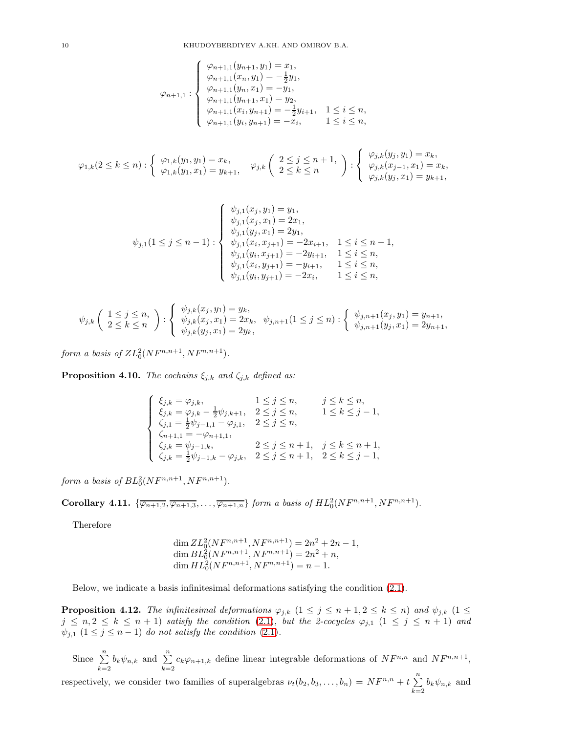$$\varphi_{n+1,1}:\begin{cases}\varphi_{n+1,1}(y_{n+1},y_1)=x_1,\\ \varphi_{n+1,1}(x_n,y_1)=-\frac{1}{2}y_1,\\ \varphi_{n+1,1}(y_n,x_1)=-y_1,\\ \varphi_{n+1,1}(y_{n+1},x_1)=y_2,\\ \varphi_{n+1,1}(x_i,y_{n+1})=-\frac{1}{2}y_{i+1}, & 1\le i\le n,\\ \varphi_{n+1,1}(y_i,y_{n+1})=-x_i, & 1\le i\le n,\end{cases}$$

$$\varphi_{1,k}(2\le k\le n):\begin{cases}\varphi_{1,k}(y_1,y_1)=x_k,\\ \varphi_{1,k}(y_1,x_1)=y_{k+1},\end{cases}\quad \varphi_{j,k}\left(\begin{array}{l}2\le j\le n+1,\\ 2\le k\le n\end{array}\right):\begin{cases}\varphi_{j,k}(y_j,y_1)=x_k,\\ \varphi_{j,k}(x_{j-1},x_1)=x_k,\\ \varphi_{j,k}(y_j,x_1)=y_{k+1},\end{cases}$$

$$\psi_{j,1}(1\le j\le n-1):\begin{cases}\psi_{j,1}(x_j,y_1)=y_1,\\ \psi_{j,1}(x_j,x_1)=2x_1,\\ \psi_{j,1}(y_j,x_1)=2y_1,\\ \psi_{j,1}(x_i,x_{j+1})=-2x_{i+1}, & 1\le i\le n-1,\\ \psi_{j,1}(y_i,x_{j+1})=-2y_{i+1}, & 1\le i\le n,\\ \psi_{j,1}(x_i,y_{j+1})=-y_{i+1}, & 1\le i\le n,\\ \psi_{j,1}(y_i,y_{j+1})=-2x_i, & 1\le i\le n,\end{cases}$$

$$\psi_{j,k}\left(\begin{array}{l}1\le j\le n,\\ 2\le k\le n\end{array}\right):\begin{cases}\psi_{j,k}(x_j,y_1)=y_k,\\ \psi_{j,k}(x_j,x_1)=2x_k,\\ \psi_{j,k}(y_j,x_1)=2y_k,\end{cases}\quad \psi_{j,n+1}(1\le j\le n):\begin{cases}\psi_{j,n+1}(x_j,y_1)=y_{n+1},\\ \psi_{j,n+1}(y_j,x_1)=2y_{n+1},\end{cases}$$

*form a basis of* $ZL_0^2(NF^{n,n+1},NF^{n,n+1})$.

**Proposition 4.10.** *The cochains $\xi_{j,k}$ and $\zeta_{j,k}$ defined as:*

$$\begin{cases}\xi_{j,k}=\varphi_{j,k}, & 1\le j\le n, & j\le k\le n,\\ \xi_{j,k}=\varphi_{j,k}-\frac{1}{2}\psi_{j,k+1}, & 2\le j\le n, & 1\le k\le j-1,\\ \zeta_{j,1}=\frac{1}{2}\psi_{j-1,1}-\varphi_{j,1}, & 2\le j\le n,\\ \zeta_{n+1,1}=-\varphi_{n+1,1},\\ \zeta_{j,k}=\psi_{j-1,k}, & 2\le j\le n+1, & j\le k\le n+1,\\ \zeta_{j,k}=\frac{1}{2}\psi_{j-1,k}-\varphi_{j,k}, & 2\le j\le n+1, & 2\le k\le j-1,\end{cases}$$

*form a basis of* $BL_0^2(NF^{n,n+1},NF^{n,n+1})$.

**Corollary 4.11.** $\{\overline{\varphi_{n+1,2}},\overline{\varphi_{n+1,3}},\dots,\overline{\varphi_{n+1,n}}\}$ *form a basis of* $HL_0^2(NF^{n,n+1},NF^{n,n+1})$.

Therefore

$$\begin{array}{l}\dim ZL_0^2(NF^{n,n+1},NF^{n,n+1})=2n^2+2n-1,\\ \dim BL_0^2(NF^{n,n+1},NF^{n,n+1})=2n^2+n,\\ \dim HL_0^2(NF^{n,n+1},NF^{n,n+1})=n-1.\end{array}$$

Below, we indicate a basis infinitesimal deformations satisfying the condition (2.1).

**Proposition 4.12.** *The infinitesimal deformations $\varphi_{j,k}$ $(1\le j\le n+1, 2\le k\le n)$ and $\psi_{j,k}$ $(1\le j\le n, 2\le k\le n+1)$ satisfy the condition* (2.1), *but the 2-cocycles $\varphi_{j,1}$ $(1\le j\le n+1)$ and $\psi_{j,1}$ $(1\le j\le n-1)$ do not satisfy the condition* (2.1).

Since $\sum\limits_{k=2}^{n}b_k\psi_{n,k}$ and $\sum\limits_{k=2}^{n}c_k\varphi_{n+1,k}$ define linear integrable deformations of $NF^{n,n}$ and $NF^{n,n+1}$, respectively, we consider two families of superalgebras $\nu_t(b_2,b_3,\dots,b_n)=NF^{n,n}+t\sum\limits_{k=2}^{n}b_k\psi_{n,k}$ and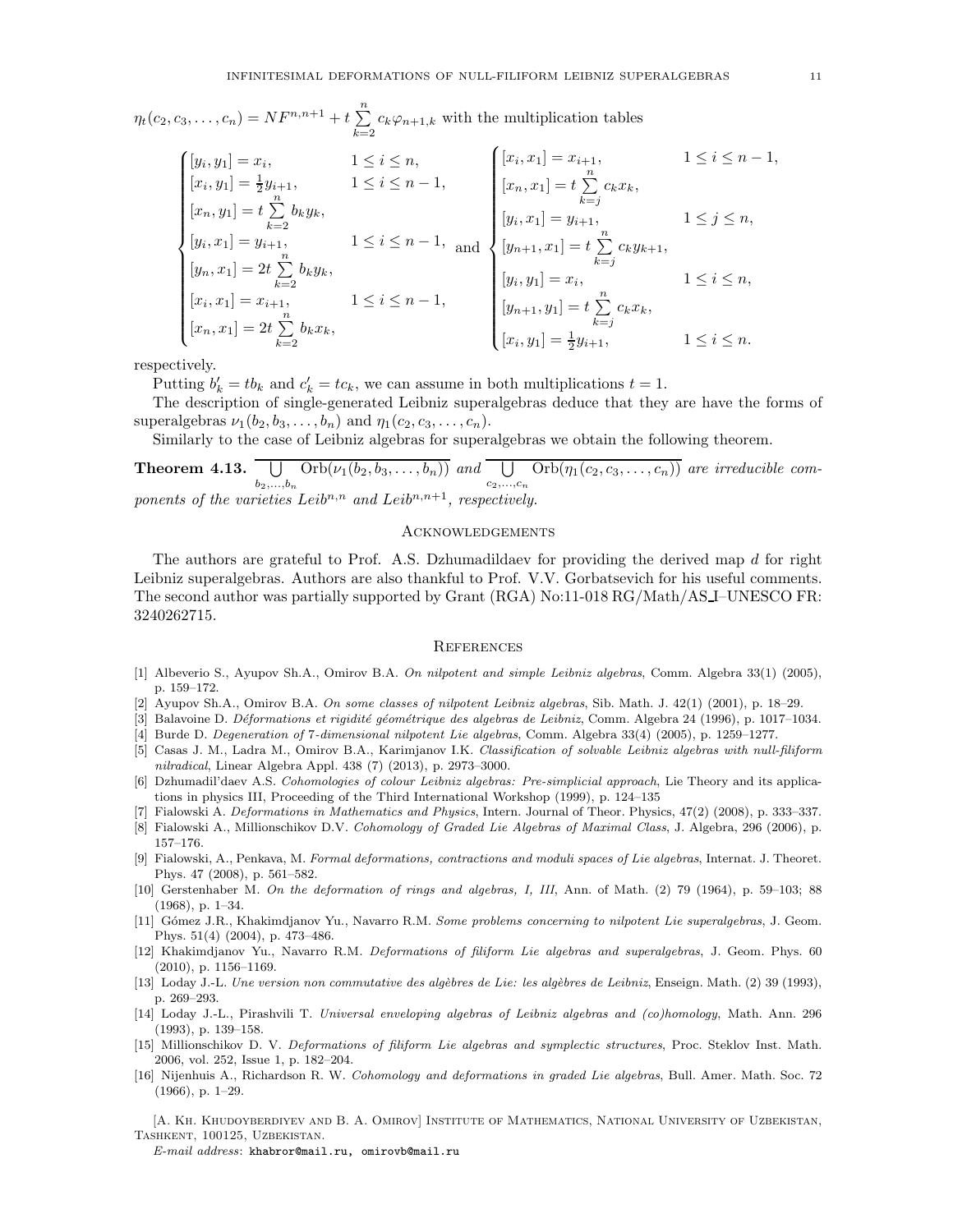$\eta_t(c_2, c_3, \ldots, c_n) = NF^{n,n+1} + t\sum_{k=2}^{n} c_k\varphi_{n+1,k}$ with the multiplication tables

$$
\begin{cases}
[y_i, y_1] = x_i, & 1 \le i \le n, \\
[x_i, y_1] = \frac{1}{2}y_{i+1}, & 1 \le i \le n-1, \\
[x_n, y_1] = t\sum\limits_{k=2}^{n} b_k y_k, & \\
[y_i, x_1] = y_{i+1}, & 1 \le i \le n-1, \\
[y_n, x_1] = 2t\sum\limits_{k=2}^{n} b_k y_k, & \\
[x_i, x_1] = x_{i+1}, & 1 \le i \le n-1, \\
[x_n, x_1] = 2t\sum\limits_{k=2}^{n} b_k x_k, &
\end{cases}
\quad \text{and} \quad
\begin{cases}
[x_i, x_1] = x_{i+1}, & 1 \le i \le n-1, \\
[x_n, x_1] = t\sum\limits_{k=j}^{n} c_k x_k, & \\
[y_i, x_1] = y_{i+1}, & 1 \le j \le n, \\
[y_{n+1}, x_1] = t\sum\limits_{k=j}^{n} c_k y_{k+1}, & \\
[y_i, y_1] = x_i, & 1 \le i \le n, \\
[y_{n+1}, y_1] = t\sum\limits_{k=j}^{n} c_k x_k, & \\
[x_i, y_1] = \frac{1}{2}y_{i+1}, & 1 \le i \le n.
\end{cases}
$$

respectively.

Putting $b'_k = tb_k$ and $c'_k = tc_k$, we can assume in both multiplications $t = 1$.

The description of single-generated Leibniz superalgebras deduce that they are have the forms of superalgebras $\nu_1(b_2, b_3, \ldots, b_n)$ and $\eta_1(c_2, c_3, \ldots, c_n)$.

Similarly to the case of Leibniz algebras for superalgebras we obtain the following theorem.

**Theorem 4.13.** $\overline{\bigcup\limits_{b_2,\ldots,b_n} \mathrm{Orb}(\nu_1(b_2, b_3, \ldots, b_n))}$ *and* $\overline{\bigcup\limits_{c_2,\ldots,c_n} \mathrm{Orb}(\eta_1(c_2, c_3, \ldots, c_n))}$ *are irreducible components of the varieties* $Leib^{n,n}$ *and* $Leib^{n,n+1}$*, respectively.*

## Acknowledgements

The authors are grateful to Prof. A.S. Dzhumadildaev for providing the derived map $d$ for right Leibniz superalgebras. Authors are also thankful to Prof. V.V. Gorbatsevich for his useful comments. The second author was partially supported by Grant (RGA) No:11-018 RG/Math/AS_I–UNESCO FR: 3240262715.

## References

[1] Albeverio S., Ayupov Sh.A., Omirov B.A. *On nilpotent and simple Leibniz algebras*, Comm. Algebra 33(1) (2005), p. 159–172.

[2] Ayupov Sh.A., Omirov B.A. *On some classes of nilpotent Leibniz algebras*, Sib. Math. J. 42(1) (2001), p. 18–29.

[3] Balavoine D. *Déformations et rigidité géométrique des algebras de Leibniz*, Comm. Algebra 24 (1996), p. 1017–1034.

[4] Burde D. *Degeneration of 7-dimensional nilpotent Lie algebras*, Comm. Algebra 33(4) (2005), p. 1259–1277.

[5] Casas J. M., Ladra M., Omirov B.A., Karimjanov I.K. *Classification of solvable Leibniz algebras with null-filiform nilradical*, Linear Algebra Appl. 438 (7) (2013), p. 2973–3000.

[6] Dzhumadil'daev A.S. *Cohomologies of colour Leibniz algebras: Pre-simplicial approach*, Lie Theory and its applications in physics III, Proceeding of the Third International Workshop (1999), p. 124–135

[7] Fialowski A. *Deformations in Mathematics and Physics*, Intern. Journal of Theor. Physics, 47(2) (2008), p. 333–337.

[8] Fialowski A., Millionschikov D.V. *Cohomology of Graded Lie Algebras of Maximal Class*, J. Algebra, 296 (2006), p. 157–176.

[9] Fialowski, A., Penkava, M. *Formal deformations, contractions and moduli spaces of Lie algebras*, Internat. J. Theoret. Phys. 47 (2008), p. 561–582.

[10] Gerstenhaber M. *On the deformation of rings and algebras, I, III*, Ann. of Math. (2) 79 (1964), p. 59–103; 88 (1968), p. 1–34.

[11] Gómez J.R., Khakimdjanov Yu., Navarro R.M. *Some problems concerning to nilpotent Lie superalgebras*, J. Geom. Phys. 51(4) (2004), p. 473–486.

[12] Khakimdjanov Yu., Navarro R.M. *Deformations of filiform Lie algebras and superalgebras*, J. Geom. Phys. 60 (2010), p. 1156–1169.

[13] Loday J.-L. *Une version non commutative des algèbres de Lie: les algèbres de Leibniz*, Enseign. Math. (2) 39 (1993), p. 269–293.

[14] Loday J.-L., Pirashvili T. *Universal enveloping algebras of Leibniz algebras and (co)homology*, Math. Ann. 296 (1993), p. 139–158.

[15] Millionschikov D. V. *Deformations of filiform Lie algebras and symplectic structures*, Proc. Steklov Inst. Math. 2006, vol. 252, Issue 1, p. 182–204.

[16] Nijenhuis A., Richardson R. W. *Cohomology and deformations in graded Lie algebras*, Bull. Amer. Math. Soc. 72 (1966), p. 1–29.

[A. Kh. Khudoyberdiyev and B. A. Omirov] Institute of Mathematics, National University of Uzbekistan, Tashkent, 100125, Uzbekistan.

*E-mail address*: khabror@mail.ru, omirovb@mail.ru